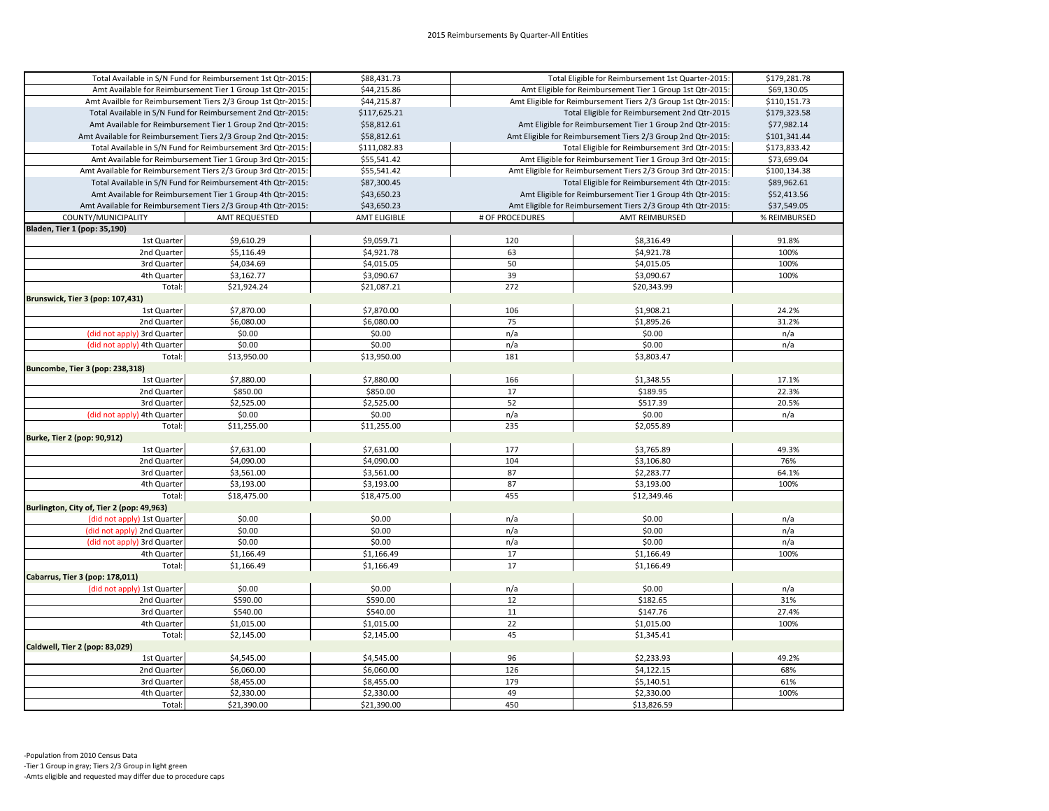2015 Reimbursements By Quarter-All Entities

| | | | |
|---|---|---|---|
| Total Available in S/N Fund for Reimbursement 1st Qtr-2015: | $88,431.73 | Total Eligible for Reimbursement 1st Quarter-2015: | $179,281.78 |
| Amt Available for Reimbursement Tier 1 Group 1st Qtr-2015: | $44,215.86 | Amt Eligible for Reimbursement Tier 1 Group 1st Qtr-2015: | $69,130.05 |
| Amt Availble for Reimbursement Tiers 2/3 Group 1st Qtr-2015: | $44,215.87 | Amt Eligible for Reimbursement Tiers 2/3 Group 1st Qtr-2015: | $110,151.73 |
| Total Available in S/N Fund for Reimbursement 2nd Qtr-2015: | $117,625.21 | Total Eligible for Reimbursement 2nd Qtr-2015 | $179,323.58 |
| Amt Available for Reimbursement Tier 1 Group 2nd Qtr-2015: | $58,812.61 | Amt Eligible for Reimbursement Tier 1 Group 2nd Qtr-2015: | $77,982.14 |
| Amt Available for Reimbursement Tiers 2/3 Group 2nd Qtr-2015: | $58,812.61 | Amt Eligible for Reimbursement Tiers 2/3 Group 2nd Qtr-2015: | $101,341.44 |
| Total Available in S/N Fund for Reimbursement 3rd Qtr-2015: | $111,082.83 | Total Eligible for Reimbursement 3rd Qtr-2015: | $173,833.42 |
| Amt Available for Reimbursement Tier 1 Group 3rd Qtr-2015: | $55,541.42 | Amt Eligible for Reimbursement Tier 1 Group 3rd Qtr-2015: | $73,699.04 |
| Amt Available for Reimbursement Tiers 2/3 Group 3rd Qtr-2015: | $55,541.42 | Amt Eligible for Reimbursement Tiers 2/3 Group 3rd Qtr-2015: | $100,134.38 |
| Total Available in S/N Fund for Reimbursement 4th Qtr-2015: | $87,300.45 | Total Eligible for Reimbursement 4th Qtr-2015: | $89,962.61 |
| Amt Available for Reimbursement Tier 1 Group 4th Qtr-2015: | $43,650.23 | Amt Eligible for Reimbursement Tier 1 Group 4th Qtr-2015: | $52,413.56 |
| Amt Available for Reimbursement Tiers 2/3 Group 4th Qtr-2015: | $43,650.23 | Amt Eligible for Reimbursement Tiers 2/3 Group 4th Qtr-2015: | $37,549.05 |

| COUNTY/MUNICIPALITY | AMT REQUESTED | AMT ELIGIBLE | # OF PROCEDURES | AMT REIMBURSED | % REIMBURSED |
|---|---|---|---|---|---|
| **Bladen, Tier 1 (pop: 35,190)** | | | | | |
| 1st Quarter | $9,610.29 | $9,059.71 | 120 | $8,316.49 | 91.8% |
| 2nd Quarter | $5,116.49 | $4,921.78 | 63 | $4,921.78 | 100% |
| 3rd Quarter | $4,034.69 | $4,015.05 | 50 | $4,015.05 | 100% |
| 4th Quarter | $3,162.77 | $3,090.67 | 39 | $3,090.67 | 100% |
| Total: | $21,924.24 | $21,087.21 | 272 | $20,343.99 | |
| **Brunswick, Tier 3 (pop: 107,431)** | | | | | |
| 1st Quarter | $7,870.00 | $7,870.00 | 106 | $1,908.21 | 24.2% |
| 2nd Quarter | $6,080.00 | $6,080.00 | 75 | $1,895.26 | 31.2% |
| (did not apply) 3rd Quarter | $0.00 | $0.00 | n/a | $0.00 | n/a |
| (did not apply) 4th Quarter | $0.00 | $0.00 | n/a | $0.00 | n/a |
| Total: | $13,950.00 | $13,950.00 | 181 | $3,803.47 | |
| **Buncombe, Tier 3 (pop: 238,318)** | | | | | |
| 1st Quarter | $7,880.00 | $7,880.00 | 166 | $1,348.55 | 17.1% |
| 2nd Quarter | $850.00 | $850.00 | 17 | $189.95 | 22.3% |
| 3rd Quarter | $2,525.00 | $2,525.00 | 52 | $517.39 | 20.5% |
| (did not apply) 4th Quarter | $0.00 | $0.00 | n/a | $0.00 | n/a |
| Total: | $11,255.00 | $11,255.00 | 235 | $2,055.89 | |
| **Burke, Tier 2 (pop: 90,912)** | | | | | |
| 1st Quarter | $7,631.00 | $7,631.00 | 177 | $3,765.89 | 49.3% |
| 2nd Quarter | $4,090.00 | $4,090.00 | 104 | $3,106.80 | 76% |
| 3rd Quarter | $3,561.00 | $3,561.00 | 87 | $2,283.77 | 64.1% |
| 4th Quarter | $3,193.00 | $3,193.00 | 87 | $3,193.00 | 100% |
| Total: | $18,475.00 | $18,475.00 | 455 | $12,349.46 | |
| **Burlington, City of, Tier 2 (pop: 49,963)** | | | | | |
| (did not apply) 1st Quarter | $0.00 | $0.00 | n/a | $0.00 | n/a |
| (did not apply) 2nd Quarter | $0.00 | $0.00 | n/a | $0.00 | n/a |
| (did not apply) 3rd Quarter | $0.00 | $0.00 | n/a | $0.00 | n/a |
| 4th Quarter | $1,166.49 | $1,166.49 | 17 | $1,166.49 | 100% |
| Total: | $1,166.49 | $1,166.49 | 17 | $1,166.49 | |
| **Cabarrus, Tier 3 (pop: 178,011)** | | | | | |
| (did not apply) 1st Quarter | $0.00 | $0.00 | n/a | $0.00 | n/a |
| 2nd Quarter | $590.00 | $590.00 | 12 | $182.65 | 31% |
| 3rd Quarter | $540.00 | $540.00 | 11 | $147.76 | 27.4% |
| 4th Quarter | $1,015.00 | $1,015.00 | 22 | $1,015.00 | 100% |
| Total: | $2,145.00 | $2,145.00 | 45 | $1,345.41 | |
| **Caldwell, Tier 2 (pop: 83,029)** | | | | | |
| 1st Quarter | $4,545.00 | $4,545.00 | 96 | $2,233.93 | 49.2% |
| 2nd Quarter | $6,060.00 | $6,060.00 | 126 | $4,122.15 | 68% |
| 3rd Quarter | $8,455.00 | $8,455.00 | 179 | $5,140.51 | 61% |
| 4th Quarter | $2,330.00 | $2,330.00 | 49 | $2,330.00 | 100% |
| Total: | $21,390.00 | $21,390.00 | 450 | $13,826.59 | |

-Population from 2010 Census Data
-Tier 1 Group in gray; Tiers 2/3 Group in light green
-Amts eligible and requested may differ due to procedure caps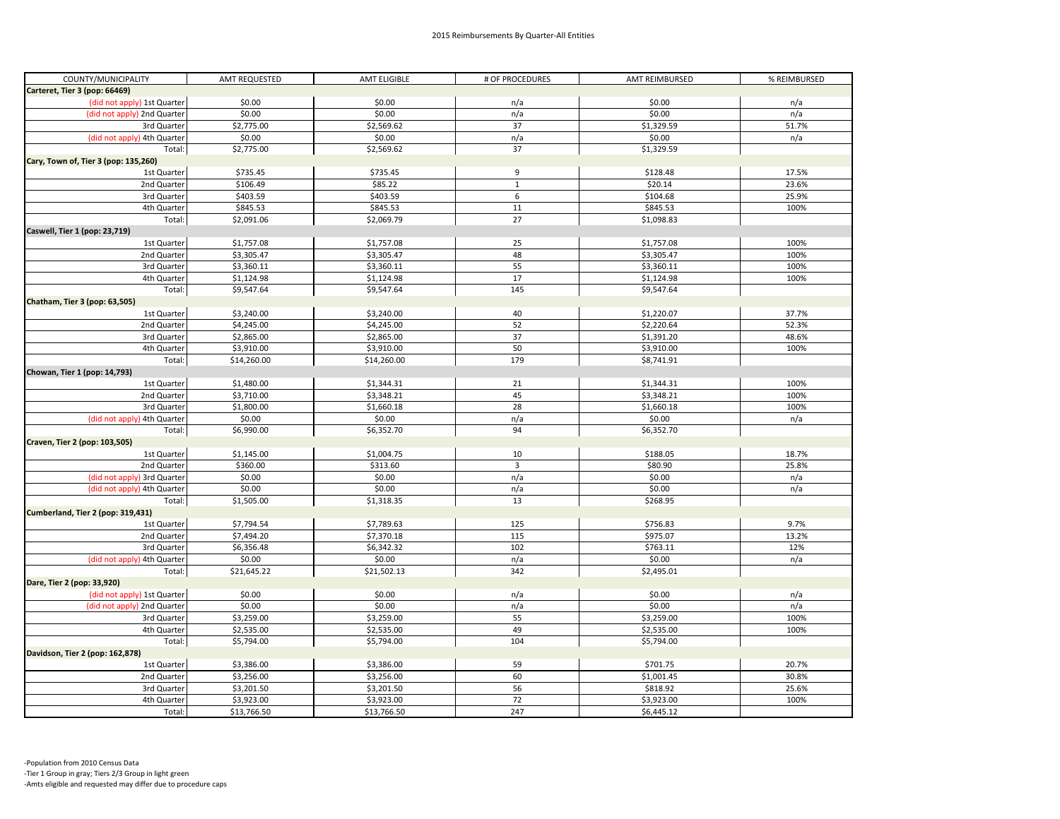2015 Reimbursements By Quarter-All Entities

| COUNTY/MUNICIPALITY | AMT REQUESTED | AMT ELIGIBLE | # OF PROCEDURES | AMT REIMBURSED | % REIMBURSED |
|---|---|---|---|---|---|
| **Carteret, Tier 3 (pop: 66469)** | | | | | |
| (did not apply) 1st Quarter | $0.00 | $0.00 | n/a | $0.00 | n/a |
| (did not apply) 2nd Quarter | $0.00 | $0.00 | n/a | $0.00 | n/a |
| 3rd Quarter | $2,775.00 | $2,569.62 | 37 | $1,329.59 | 51.7% |
| (did not apply) 4th Quarter | $0.00 | $0.00 | n/a | $0.00 | n/a |
| Total: | $2,775.00 | $2,569.62 | 37 | $1,329.59 | |
| **Cary, Town of, Tier 3 (pop: 135,260)** | | | | | |
| 1st Quarter | $735.45 | $735.45 | 9 | $128.48 | 17.5% |
| 2nd Quarter | $106.49 | $85.22 | 1 | $20.14 | 23.6% |
| 3rd Quarter | $403.59 | $403.59 | 6 | $104.68 | 25.9% |
| 4th Quarter | $845.53 | $845.53 | 11 | $845.53 | 100% |
| Total: | $2,091.06 | $2,069.79 | 27 | $1,098.83 | |
| **Caswell, Tier 1 (pop: 23,719)** | | | | | |
| 1st Quarter | $1,757.08 | $1,757.08 | 25 | $1,757.08 | 100% |
| 2nd Quarter | $3,305.47 | $3,305.47 | 48 | $3,305.47 | 100% |
| 3rd Quarter | $3,360.11 | $3,360.11 | 55 | $3,360.11 | 100% |
| 4th Quarter | $1,124.98 | $1,124.98 | 17 | $1,124.98 | 100% |
| Total: | $9,547.64 | $9,547.64 | 145 | $9,547.64 | |
| **Chatham, Tier 3 (pop: 63,505)** | | | | | |
| 1st Quarter | $3,240.00 | $3,240.00 | 40 | $1,220.07 | 37.7% |
| 2nd Quarter | $4,245.00 | $4,245.00 | 52 | $2,220.64 | 52.3% |
| 3rd Quarter | $2,865.00 | $2,865.00 | 37 | $1,391.20 | 48.6% |
| 4th Quarter | $3,910.00 | $3,910.00 | 50 | $3,910.00 | 100% |
| Total: | $14,260.00 | $14,260.00 | 179 | $8,741.91 | |
| **Chowan, Tier 1 (pop: 14,793)** | | | | | |
| 1st Quarter | $1,480.00 | $1,344.31 | 21 | $1,344.31 | 100% |
| 2nd Quarter | $3,710.00 | $3,348.21 | 45 | $3,348.21 | 100% |
| 3rd Quarter | $1,800.00 | $1,660.18 | 28 | $1,660.18 | 100% |
| (did not apply) 4th Quarter | $0.00 | $0.00 | n/a | $0.00 | n/a |
| Total: | $6,990.00 | $6,352.70 | 94 | $6,352.70 | |
| **Craven, Tier 2 (pop: 103,505)** | | | | | |
| 1st Quarter | $1,145.00 | $1,004.75 | 10 | $188.05 | 18.7% |
| 2nd Quarter | $360.00 | $313.60 | 3 | $80.90 | 25.8% |
| (did not apply) 3rd Quarter | $0.00 | $0.00 | n/a | $0.00 | n/a |
| (did not apply) 4th Quarter | $0.00 | $0.00 | n/a | $0.00 | n/a |
| Total: | $1,505.00 | $1,318.35 | 13 | $268.95 | |
| **Cumberland, Tier 2 (pop: 319,431)** | | | | | |
| 1st Quarter | $7,794.54 | $7,789.63 | 125 | $756.83 | 9.7% |
| 2nd Quarter | $7,494.20 | $7,370.18 | 115 | $975.07 | 13.2% |
| 3rd Quarter | $6,356.48 | $6,342.32 | 102 | $763.11 | 12% |
| (did not apply) 4th Quarter | $0.00 | $0.00 | n/a | $0.00 | n/a |
| Total: | $21,645.22 | $21,502.13 | 342 | $2,495.01 | |
| **Dare, Tier 2 (pop: 33,920)** | | | | | |
| (did not apply) 1st Quarter | $0.00 | $0.00 | n/a | $0.00 | n/a |
| (did not apply) 2nd Quarter | $0.00 | $0.00 | n/a | $0.00 | n/a |
| 3rd Quarter | $3,259.00 | $3,259.00 | 55 | $3,259.00 | 100% |
| 4th Quarter | $2,535.00 | $2,535.00 | 49 | $2,535.00 | 100% |
| Total: | $5,794.00 | $5,794.00 | 104 | $5,794.00 | |
| **Davidson, Tier 2 (pop: 162,878)** | | | | | |
| 1st Quarter | $3,386.00 | $3,386.00 | 59 | $701.75 | 20.7% |
| 2nd Quarter | $3,256.00 | $3,256.00 | 60 | $1,001.45 | 30.8% |
| 3rd Quarter | $3,201.50 | $3,201.50 | 56 | $818.92 | 25.6% |
| 4th Quarter | $3,923.00 | $3,923.00 | 72 | $3,923.00 | 100% |
| Total: | $13,766.50 | $13,766.50 | 247 | $6,445.12 | |

-Population from 2010 Census Data

-Tier 1 Group in gray; Tiers 2/3 Group in light green

-Amts eligible and requested may differ due to procedure caps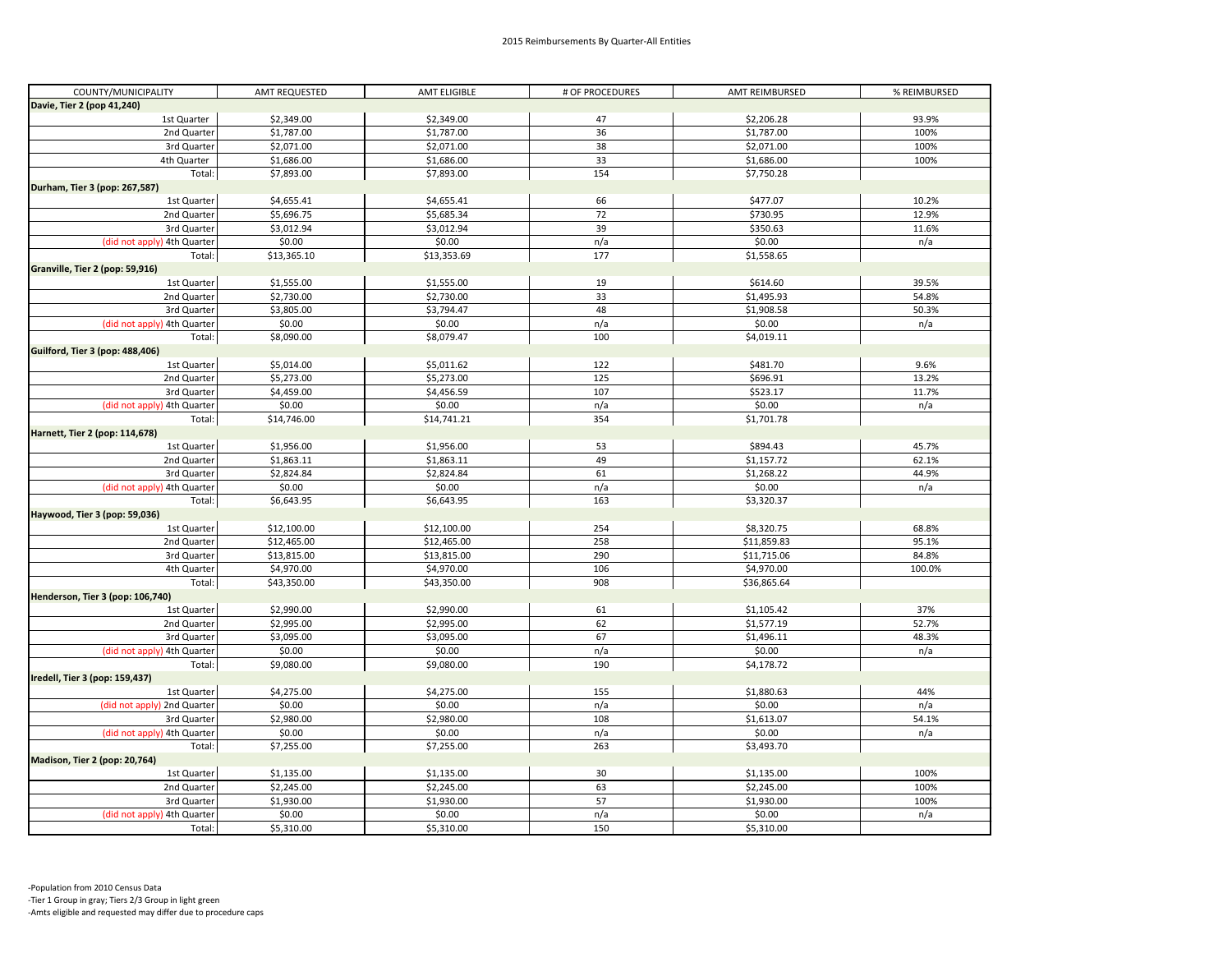2015 Reimbursements By Quarter-All Entities

| COUNTY/MUNICIPALITY | AMT REQUESTED | AMT ELIGIBLE | # OF PROCEDURES | AMT REIMBURSED | % REIMBURSED |
|---|---|---|---|---|---|
| **Davie, Tier 2 (pop 41,240)** | | | | | |
| 1st Quarter | $2,349.00 | $2,349.00 | 47 | $2,206.28 | 93.9% |
| 2nd Quarter | $1,787.00 | $1,787.00 | 36 | $1,787.00 | 100% |
| 3rd Quarter | $2,071.00 | $2,071.00 | 38 | $2,071.00 | 100% |
| 4th Quarter | $1,686.00 | $1,686.00 | 33 | $1,686.00 | 100% |
| Total: | $7,893.00 | $7,893.00 | 154 | $7,750.28 | |
| **Durham, Tier 3 (pop: 267,587)** | | | | | |
| 1st Quarter | $4,655.41 | $4,655.41 | 66 | $477.07 | 10.2% |
| 2nd Quarter | $5,696.75 | $5,685.34 | 72 | $730.95 | 12.9% |
| 3rd Quarter | $3,012.94 | $3,012.94 | 39 | $350.63 | 11.6% |
| (did not apply) 4th Quarter | $0.00 | $0.00 | n/a | $0.00 | n/a |
| Total: | $13,365.10 | $13,353.69 | 177 | $1,558.65 | |
| **Granville, Tier 2 (pop: 59,916)** | | | | | |
| 1st Quarter | $1,555.00 | $1,555.00 | 19 | $614.60 | 39.5% |
| 2nd Quarter | $2,730.00 | $2,730.00 | 33 | $1,495.93 | 54.8% |
| 3rd Quarter | $3,805.00 | $3,794.47 | 48 | $1,908.58 | 50.3% |
| (did not apply) 4th Quarter | $0.00 | $0.00 | n/a | $0.00 | n/a |
| Total: | $8,090.00 | $8,079.47 | 100 | $4,019.11 | |
| **Guilford, Tier 3 (pop: 488,406)** | | | | | |
| 1st Quarter | $5,014.00 | $5,011.62 | 122 | $481.70 | 9.6% |
| 2nd Quarter | $5,273.00 | $5,273.00 | 125 | $696.91 | 13.2% |
| 3rd Quarter | $4,459.00 | $4,456.59 | 107 | $523.17 | 11.7% |
| (did not apply) 4th Quarter | $0.00 | $0.00 | n/a | $0.00 | n/a |
| Total: | $14,746.00 | $14,741.21 | 354 | $1,701.78 | |
| **Harnett, Tier 2 (pop: 114,678)** | | | | | |
| 1st Quarter | $1,956.00 | $1,956.00 | 53 | $894.43 | 45.7% |
| 2nd Quarter | $1,863.11 | $1,863.11 | 49 | $1,157.72 | 62.1% |
| 3rd Quarter | $2,824.84 | $2,824.84 | 61 | $1,268.22 | 44.9% |
| (did not apply) 4th Quarter | $0.00 | $0.00 | n/a | $0.00 | n/a |
| Total: | $6,643.95 | $6,643.95 | 163 | $3,320.37 | |
| **Haywood, Tier 3 (pop: 59,036)** | | | | | |
| 1st Quarter | $12,100.00 | $12,100.00 | 254 | $8,320.75 | 68.8% |
| 2nd Quarter | $12,465.00 | $12,465.00 | 258 | $11,859.83 | 95.1% |
| 3rd Quarter | $13,815.00 | $13,815.00 | 290 | $11,715.06 | 84.8% |
| 4th Quarter | $4,970.00 | $4,970.00 | 106 | $4,970.00 | 100.0% |
| Total: | $43,350.00 | $43,350.00 | 908 | $36,865.64 | |
| **Henderson, Tier 3 (pop: 106,740)** | | | | | |
| 1st Quarter | $2,990.00 | $2,990.00 | 61 | $1,105.42 | 37% |
| 2nd Quarter | $2,995.00 | $2,995.00 | 62 | $1,577.19 | 52.7% |
| 3rd Quarter | $3,095.00 | $3,095.00 | 67 | $1,496.11 | 48.3% |
| (did not apply) 4th Quarter | $0.00 | $0.00 | n/a | $0.00 | n/a |
| Total: | $9,080.00 | $9,080.00 | 190 | $4,178.72 | |
| **Iredell, Tier 3 (pop: 159,437)** | | | | | |
| 1st Quarter | $4,275.00 | $4,275.00 | 155 | $1,880.63 | 44% |
| (did not apply) 2nd Quarter | $0.00 | $0.00 | n/a | $0.00 | n/a |
| 3rd Quarter | $2,980.00 | $2,980.00 | 108 | $1,613.07 | 54.1% |
| (did not apply) 4th Quarter | $0.00 | $0.00 | n/a | $0.00 | n/a |
| Total: | $7,255.00 | $7,255.00 | 263 | $3,493.70 | |
| **Madison, Tier 2 (pop: 20,764)** | | | | | |
| 1st Quarter | $1,135.00 | $1,135.00 | 30 | $1,135.00 | 100% |
| 2nd Quarter | $2,245.00 | $2,245.00 | 63 | $2,245.00 | 100% |
| 3rd Quarter | $1,930.00 | $1,930.00 | 57 | $1,930.00 | 100% |
| (did not apply) 4th Quarter | $0.00 | $0.00 | n/a | $0.00 | n/a |
| Total: | $5,310.00 | $5,310.00 | 150 | $5,310.00 | |

-Population from 2010 Census Data

-Tier 1 Group in gray; Tiers 2/3 Group in light green

-Amts eligible and requested may differ due to procedure caps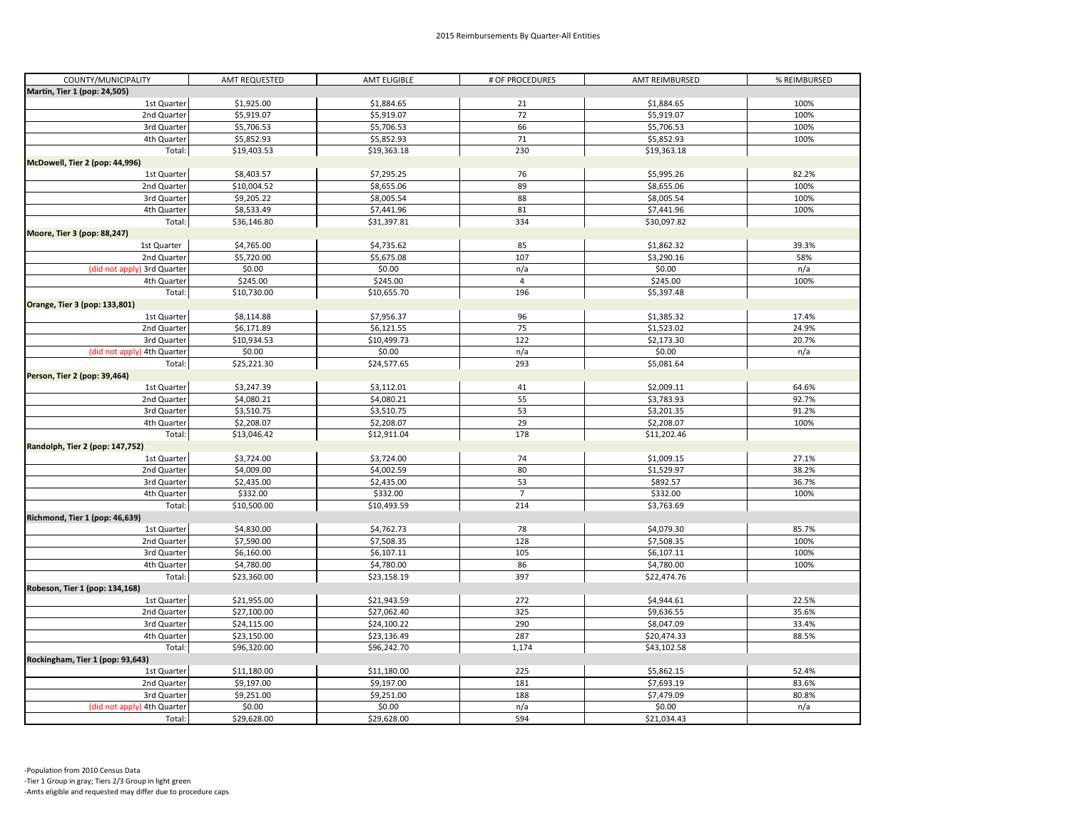2015 Reimbursements By Quarter-All Entities

| COUNTY/MUNICIPALITY | AMT REQUESTED | AMT ELIGIBLE | # OF PROCEDURES | AMT REIMBURSED | % REIMBURSED |
|---|---|---|---|---|---|
| **Martin, Tier 1 (pop: 24,505)** | | | | | |
| 1st Quarter | $1,925.00 | $1,884.65 | 21 | $1,884.65 | 100% |
| 2nd Quarter | $5,919.07 | $5,919.07 | 72 | $5,919.07 | 100% |
| 3rd Quarter | $5,706.53 | $5,706.53 | 66 | $5,706.53 | 100% |
| 4th Quarter | $5,852.93 | $5,852.93 | 71 | $5,852.93 | 100% |
| Total: | $19,403.53 | $19,363.18 | 230 | $19,363.18 | |
| **McDowell, Tier 2 (pop: 44,996)** | | | | | |
| 1st Quarter | $8,403.57 | $7,295.25 | 76 | $5,995.26 | 82.2% |
| 2nd Quarter | $10,004.52 | $8,655.06 | 89 | $8,655.06 | 100% |
| 3rd Quarter | $9,205.22 | $8,005.54 | 88 | $8,005.54 | 100% |
| 4th Quarter | $8,533.49 | $7,441.96 | 81 | $7,441.96 | 100% |
| Total: | $36,146.80 | $31,397.81 | 334 | $30,097.82 | |
| **Moore, Tier 3 (pop: 88,247)** | | | | | |
| 1st Quarter | $4,765.00 | $4,735.62 | 85 | $1,862.32 | 39.3% |
| 2nd Quarter | $5,720.00 | $5,675.08 | 107 | $3,290.16 | 58% |
| (did not apply) 3rd Quarter | $0.00 | $0.00 | n/a | $0.00 | n/a |
| 4th Quarter | $245.00 | $245.00 | 4 | $245.00 | 100% |
| Total: | $10,730.00 | $10,655.70 | 196 | $5,397.48 | |
| **Orange, Tier 3 (pop: 133,801)** | | | | | |
| 1st Quarter | $8,114.88 | $7,956.37 | 96 | $1,385.32 | 17.4% |
| 2nd Quarter | $6,171.89 | $6,121.55 | 75 | $1,523.02 | 24.9% |
| 3rd Quarter | $10,934.53 | $10,499.73 | 122 | $2,173.30 | 20.7% |
| (did not apply) 4th Quarter | $0.00 | $0.00 | n/a | $0.00 | n/a |
| Total: | $25,221.30 | $24,577.65 | 293 | $5,081.64 | |
| **Person, Tier 2 (pop: 39,464)** | | | | | |
| 1st Quarter | $3,247.39 | $3,112.01 | 41 | $2,009.11 | 64.6% |
| 2nd Quarter | $4,080.21 | $4,080.21 | 55 | $3,783.93 | 92.7% |
| 3rd Quarter | $3,510.75 | $3,510.75 | 53 | $3,201.35 | 91.2% |
| 4th Quarter | $2,208.07 | $2,208.07 | 29 | $2,208.07 | 100% |
| Total: | $13,046.42 | $12,911.04 | 178 | $11,202.46 | |
| **Randolph, Tier 2 (pop: 147,752)** | | | | | |
| 1st Quarter | $3,724.00 | $3,724.00 | 74 | $1,009.15 | 27.1% |
| 2nd Quarter | $4,009.00 | $4,002.59 | 80 | $1,529.97 | 38.2% |
| 3rd Quarter | $2,435.00 | $2,435.00 | 53 | $892.57 | 36.7% |
| 4th Quarter | $332.00 | $332.00 | 7 | $332.00 | 100% |
| Total: | $10,500.00 | $10,493.59 | 214 | $3,763.69 | |
| **Richmond, Tier 1 (pop: 46,639)** | | | | | |
| 1st Quarter | $4,830.00 | $4,762.73 | 78 | $4,079.30 | 85.7% |
| 2nd Quarter | $7,590.00 | $7,508.35 | 128 | $7,508.35 | 100% |
| 3rd Quarter | $6,160.00 | $6,107.11 | 105 | $6,107.11 | 100% |
| 4th Quarter | $4,780.00 | $4,780.00 | 86 | $4,780.00 | 100% |
| Total: | $23,360.00 | $23,158.19 | 397 | $22,474.76 | |
| **Robeson, Tier 1 (pop: 134,168)** | | | | | |
| 1st Quarter | $21,955.00 | $21,943.59 | 272 | $4,944.61 | 22.5% |
| 2nd Quarter | $27,100.00 | $27,062.40 | 325 | $9,636.55 | 35.6% |
| 3rd Quarter | $24,115.00 | $24,100.22 | 290 | $8,047.09 | 33.4% |
| 4th Quarter | $23,150.00 | $23,136.49 | 287 | $20,474.33 | 88.5% |
| Total: | $96,320.00 | $96,242.70 | 1,174 | $43,102.58 | |
| **Rockingham, Tier 1 (pop: 93,643)** | | | | | |
| 1st Quarter | $11,180.00 | $11,180.00 | 225 | $5,862.15 | 52.4% |
| 2nd Quarter | $9,197.00 | $9,197.00 | 181 | $7,693.19 | 83.6% |
| 3rd Quarter | $9,251.00 | $9,251.00 | 188 | $7,479.09 | 80.8% |
| (did not apply) 4th Quarter | $0.00 | $0.00 | n/a | $0.00 | n/a |
| Total: | $29,628.00 | $29,628.00 | 594 | $21,034.43 | |

-Population from 2010 Census Data

-Tier 1 Group in gray; Tiers 2/3 Group in light green

-Amts eligible and requested may differ due to procedure caps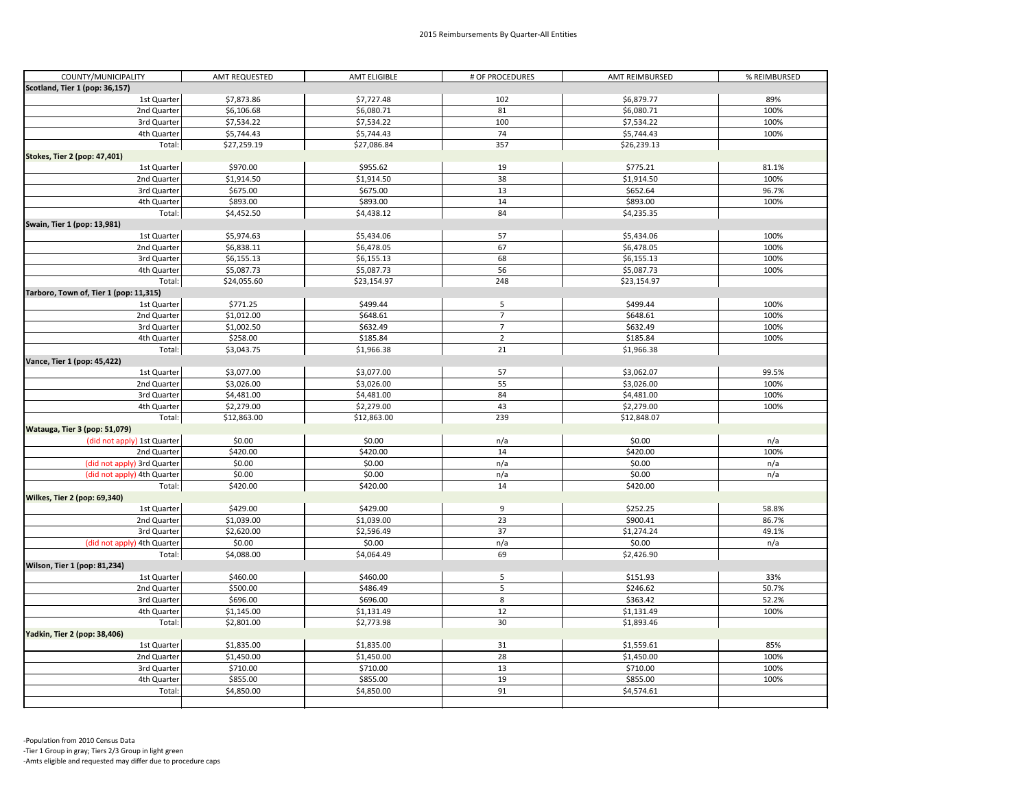2015 Reimbursements By Quarter-All Entities

| COUNTY/MUNICIPALITY | AMT REQUESTED | AMT ELIGIBLE | # OF PROCEDURES | AMT REIMBURSED | % REIMBURSED |
|---|---|---|---|---|---|
| **Scotland, Tier 1 (pop: 36,157)** | | | | | |
| 1st Quarter | $7,873.86 | $7,727.48 | 102 | $6,879.77 | 89% |
| 2nd Quarter | $6,106.68 | $6,080.71 | 81 | $6,080.71 | 100% |
| 3rd Quarter | $7,534.22 | $7,534.22 | 100 | $7,534.22 | 100% |
| 4th Quarter | $5,744.43 | $5,744.43 | 74 | $5,744.43 | 100% |
| Total: | $27,259.19 | $27,086.84 | 357 | $26,239.13 | |
| **Stokes, Tier 2 (pop: 47,401)** | | | | | |
| 1st Quarter | $970.00 | $955.62 | 19 | $775.21 | 81.1% |
| 2nd Quarter | $1,914.50 | $1,914.50 | 38 | $1,914.50 | 100% |
| 3rd Quarter | $675.00 | $675.00 | 13 | $652.64 | 96.7% |
| 4th Quarter | $893.00 | $893.00 | 14 | $893.00 | 100% |
| Total: | $4,452.50 | $4,438.12 | 84 | $4,235.35 | |
| **Swain, Tier 1 (pop: 13,981)** | | | | | |
| 1st Quarter | $5,974.63 | $5,434.06 | 57 | $5,434.06 | 100% |
| 2nd Quarter | $6,838.11 | $6,478.05 | 67 | $6,478.05 | 100% |
| 3rd Quarter | $6,155.13 | $6,155.13 | 68 | $6,155.13 | 100% |
| 4th Quarter | $5,087.73 | $5,087.73 | 56 | $5,087.73 | 100% |
| Total: | $24,055.60 | $23,154.97 | 248 | $23,154.97 | |
| **Tarboro, Town of, Tier 1 (pop: 11,315)** | | | | | |
| 1st Quarter | $771.25 | $499.44 | 5 | $499.44 | 100% |
| 2nd Quarter | $1,012.00 | $648.61 | 7 | $648.61 | 100% |
| 3rd Quarter | $1,002.50 | $632.49 | 7 | $632.49 | 100% |
| 4th Quarter | $258.00 | $185.84 | 2 | $185.84 | 100% |
| Total: | $3,043.75 | $1,966.38 | 21 | $1,966.38 | |
| **Vance, Tier 1 (pop: 45,422)** | | | | | |
| 1st Quarter | $3,077.00 | $3,077.00 | 57 | $3,062.07 | 99.5% |
| 2nd Quarter | $3,026.00 | $3,026.00 | 55 | $3,026.00 | 100% |
| 3rd Quarter | $4,481.00 | $4,481.00 | 84 | $4,481.00 | 100% |
| 4th Quarter | $2,279.00 | $2,279.00 | 43 | $2,279.00 | 100% |
| Total: | $12,863.00 | $12,863.00 | 239 | $12,848.07 | |
| **Watauga, Tier 3 (pop: 51,079)** | | | | | |
| (did not apply) 1st Quarter | $0.00 | $0.00 | n/a | $0.00 | n/a |
| 2nd Quarter | $420.00 | $420.00 | 14 | $420.00 | 100% |
| (did not apply) 3rd Quarter | $0.00 | $0.00 | n/a | $0.00 | n/a |
| (did not apply) 4th Quarter | $0.00 | $0.00 | n/a | $0.00 | n/a |
| Total: | $420.00 | $420.00 | 14 | $420.00 | |
| **Wilkes, Tier 2 (pop: 69,340)** | | | | | |
| 1st Quarter | $429.00 | $429.00 | 9 | $252.25 | 58.8% |
| 2nd Quarter | $1,039.00 | $1,039.00 | 23 | $900.41 | 86.7% |
| 3rd Quarter | $2,620.00 | $2,596.49 | 37 | $1,274.24 | 49.1% |
| (did not apply) 4th Quarter | $0.00 | $0.00 | n/a | $0.00 | n/a |
| Total: | $4,088.00 | $4,064.49 | 69 | $2,426.90 | |
| **Wilson, Tier 1 (pop: 81,234)** | | | | | |
| 1st Quarter | $460.00 | $460.00 | 5 | $151.93 | 33% |
| 2nd Quarter | $500.00 | $486.49 | 5 | $246.62 | 50.7% |
| 3rd Quarter | $696.00 | $696.00 | 8 | $363.42 | 52.2% |
| 4th Quarter | $1,145.00 | $1,131.49 | 12 | $1,131.49 | 100% |
| Total: | $2,801.00 | $2,773.98 | 30 | $1,893.46 | |
| **Yadkin, Tier 2 (pop: 38,406)** | | | | | |
| 1st Quarter | $1,835.00 | $1,835.00 | 31 | $1,559.61 | 85% |
| 2nd Quarter | $1,450.00 | $1,450.00 | 28 | $1,450.00 | 100% |
| 3rd Quarter | $710.00 | $710.00 | 13 | $710.00 | 100% |
| 4th Quarter | $855.00 | $855.00 | 19 | $855.00 | 100% |
| Total: | $4,850.00 | $4,850.00 | 91 | $4,574.61 | |

-Population from 2010 Census Data

-Tier 1 Group in gray; Tiers 2/3 Group in light green

-Amts eligible and requested may differ due to procedure caps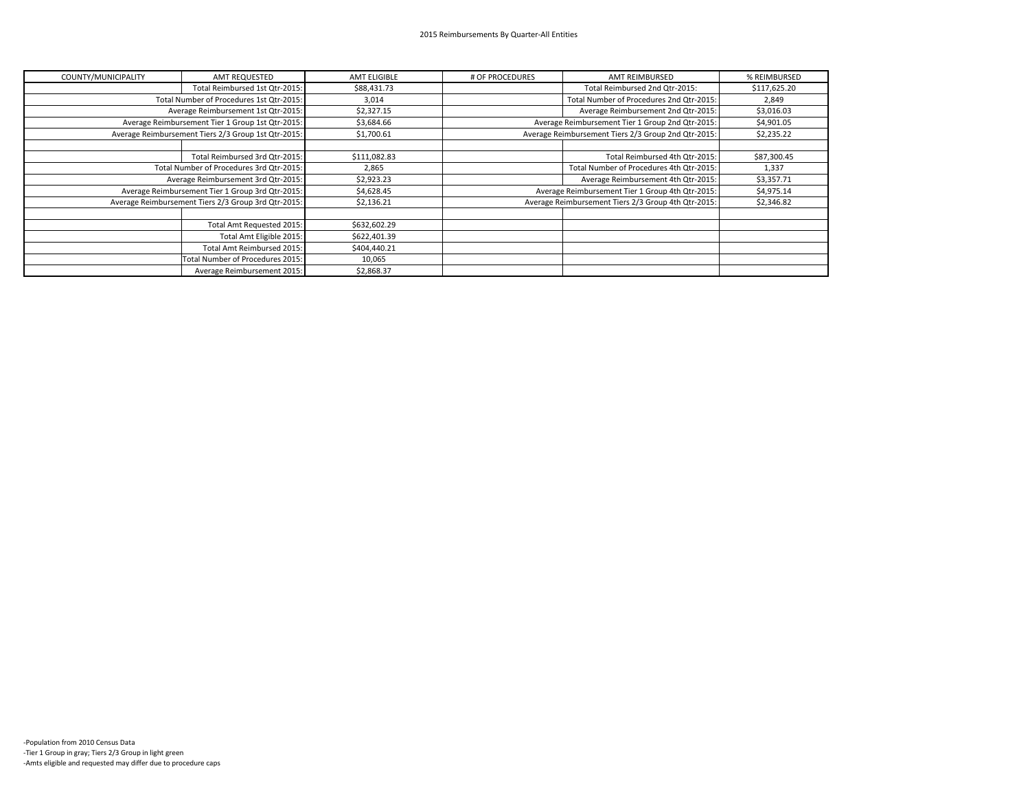2015 Reimbursements By Quarter-All Entities

| COUNTY/MUNICIPALITY | AMT REQUESTED | AMT ELIGIBLE | # OF PROCEDURES | AMT REIMBURSED | % REIMBURSED |
|---|---|---|---|---|---|
| | Total Reimbursed 1st Qtr-2015: | $88,431.73 | | Total Reimbursed 2nd Qtr-2015: | $117,625.20 |
| Total Number of Procedures 1st Qtr-2015: | | 3,014 | | Total Number of Procedures 2nd Qtr-2015: | 2,849 |
| Average Reimbursement 1st Qtr-2015: | | $2,327.15 | | Average Reimbursement 2nd Qtr-2015: | $3,016.03 |
| Average Reimbursement Tier 1 Group 1st Qtr-2015: | | $3,684.66 | Average Reimbursement Tier 1 Group 2nd Qtr-2015: | | $4,901.05 |
| Average Reimbursement Tiers 2/3 Group 1st Qtr-2015: | | $1,700.61 | Average Reimbursement Tiers 2/3 Group 2nd Qtr-2015: | | $2,235.22 |
| | | | | | |
| | Total Reimbursed 3rd Qtr-2015: | $111,082.83 | | Total Reimbursed 4th Qtr-2015: | $87,300.45 |
| Total Number of Procedures 3rd Qtr-2015: | | 2,865 | | Total Number of Procedures 4th Qtr-2015: | 1,337 |
| Average Reimbursement 3rd Qtr-2015: | | $2,923.23 | | Average Reimbursement 4th Qtr-2015: | $3,357.71 |
| Average Reimbursement Tier 1 Group 3rd Qtr-2015: | | $4,628.45 | Average Reimbursement Tier 1 Group 4th Qtr-2015: | | $4,975.14 |
| Average Reimbursement Tiers 2/3 Group 3rd Qtr-2015: | | $2,136.21 | Average Reimbursement Tiers 2/3 Group 4th Qtr-2015: | | $2,346.82 |
| | | | | | |
| | Total Amt Requested 2015: | $632,602.29 | | | |
| | Total Amt Eligible 2015: | $622,401.39 | | | |
| | Total Amt Reimbursed 2015: | $404,440.21 | | | |
| | Total Number of Procedures 2015: | 10,065 | | | |
| | Average Reimbursement 2015: | $2,868.37 | | | |

-Population from 2010 Census Data
-Tier 1 Group in gray; Tiers 2/3 Group in light green
-Amts eligible and requested may differ due to procedure caps